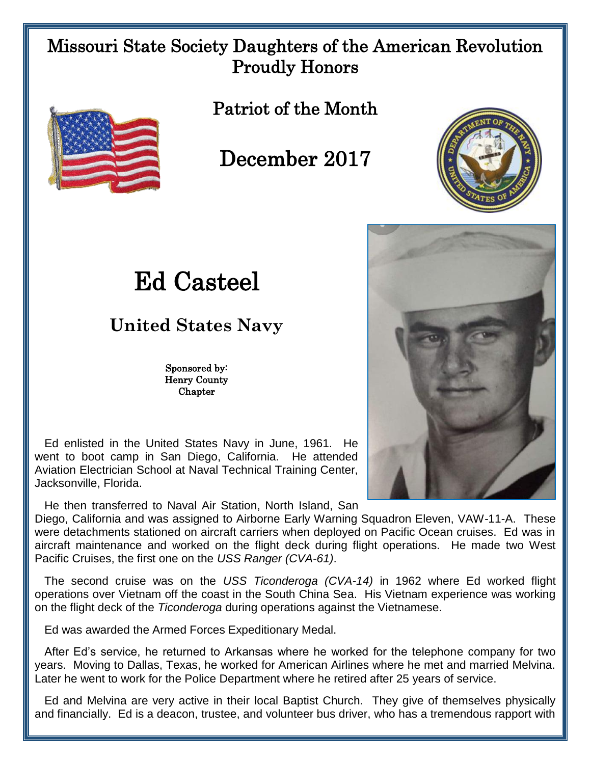# Missouri State Society Daughters of the American Revolution Proudly Honors

## Patriot of the Month

## December 2017

# Ed Casteel

### United States Navy

Sponsored by:
Henry County
Chapter

Ed enlisted in the United States Navy in June, 1961. He went to boot camp in San Diego, California. He attended Aviation Electrician School at Naval Technical Training Center, Jacksonville, Florida.

He then transferred to Naval Air Station, North Island, San Diego, California and was assigned to Airborne Early Warning Squadron Eleven, VAW-11-A. These were detachments stationed on aircraft carriers when deployed on Pacific Ocean cruises. Ed was in aircraft maintenance and worked on the flight deck during flight operations. He made two West Pacific Cruises, the first one on the *USS Ranger (CVA-61)*.

The second cruise was on the *USS Ticonderoga (CVA-14)* in 1962 where Ed worked flight operations over Vietnam off the coast in the South China Sea. His Vietnam experience was working on the flight deck of the *Ticonderoga* during operations against the Vietnamese.

Ed was awarded the Armed Forces Expeditionary Medal.

After Ed's service, he returned to Arkansas where he worked for the telephone company for two years. Moving to Dallas, Texas, he worked for American Airlines where he met and married Melvina. Later he went to work for the Police Department where he retired after 25 years of service.

Ed and Melvina are very active in their local Baptist Church. They give of themselves physically and financially. Ed is a deacon, trustee, and volunteer bus driver, who has a tremendous rapport with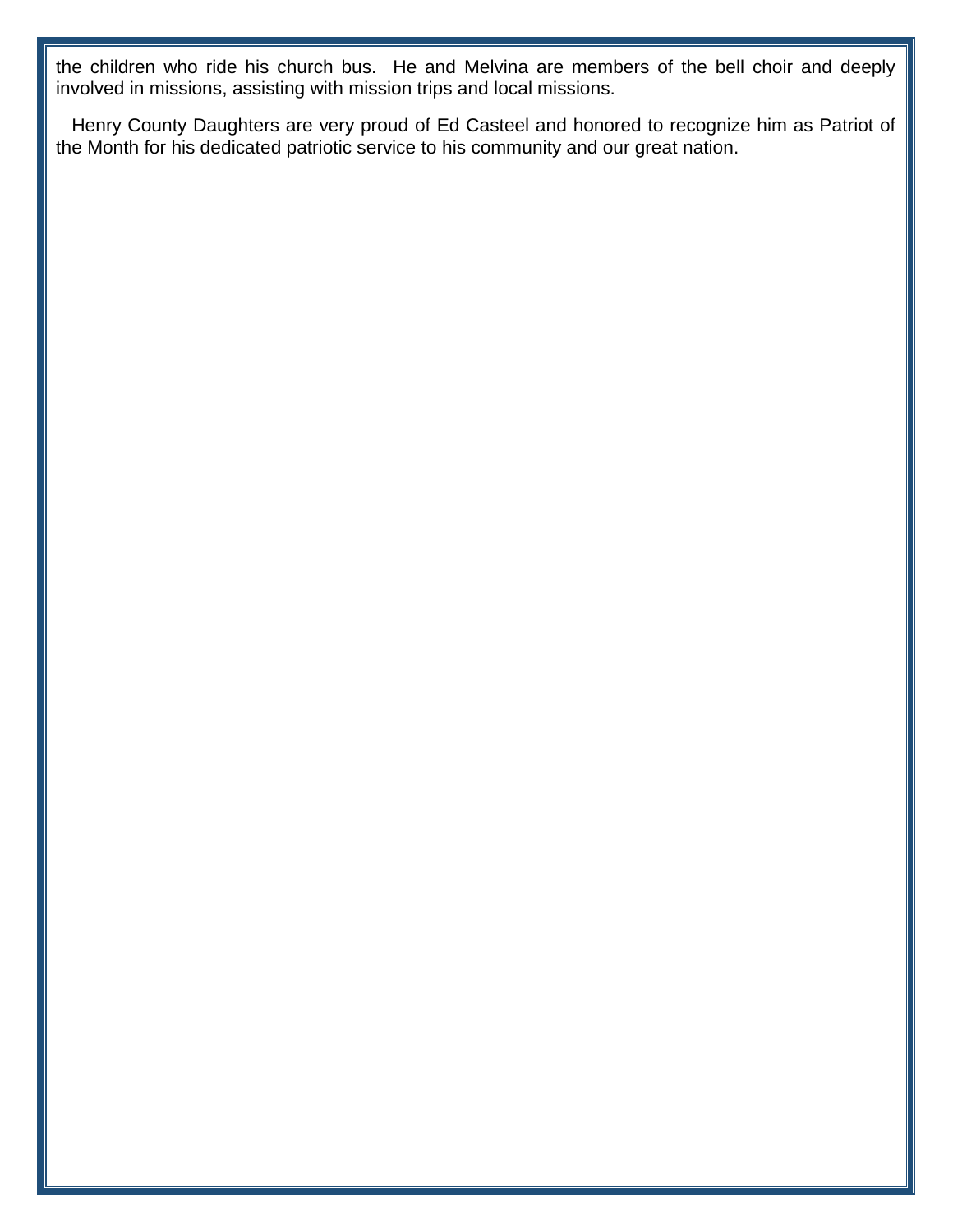the children who ride his church bus. He and Melvina are members of the bell choir and deeply involved in missions, assisting with mission trips and local missions.

Henry County Daughters are very proud of Ed Casteel and honored to recognize him as Patriot of the Month for his dedicated patriotic service to his community and our great nation.